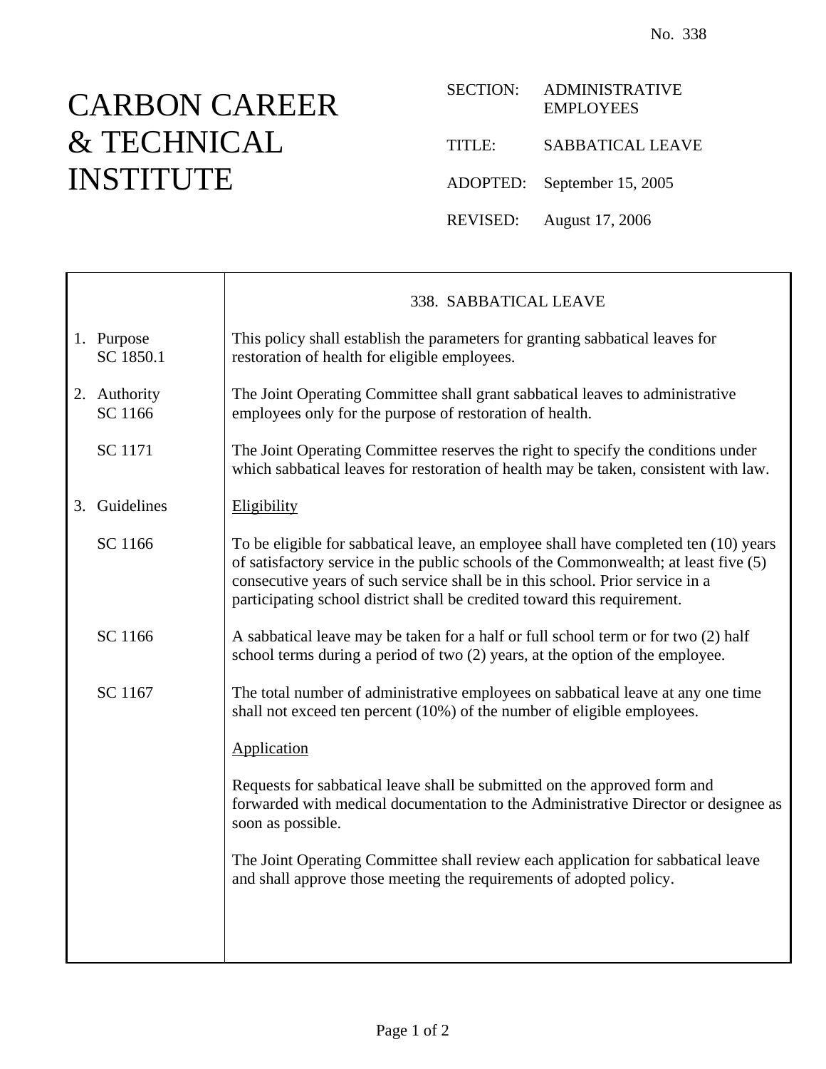No. 338

# CARBON CAREER & TECHNICAL INSTITUTE

SECTION: ADMINISTRATIVE EMPLOYEES

TITLE: SABBATICAL LEAVE

ADOPTED: September 15, 2005

REVISED: August 17, 2006

## 338. SABBATICAL LEAVE

**1. Purpose**
SC 1850.1

This policy shall establish the parameters for granting sabbatical leaves for restoration of health for eligible employees.

**2. Authority**
SC 1166

The Joint Operating Committee shall grant sabbatical leaves to administrative employees only for the purpose of restoration of health.

SC 1171

The Joint Operating Committee reserves the right to specify the conditions under which sabbatical leaves for restoration of health may be taken, consistent with law.

**3. Guidelines**

Eligibility

SC 1166

To be eligible for sabbatical leave, an employee shall have completed ten (10) years of satisfactory service in the public schools of the Commonwealth; at least five (5) consecutive years of such service shall be in this school. Prior service in a participating school district shall be credited toward this requirement.

SC 1166

A sabbatical leave may be taken for a half or full school term or for two (2) half school terms during a period of two (2) years, at the option of the employee.

SC 1167

The total number of administrative employees on sabbatical leave at any one time shall not exceed ten percent (10%) of the number of eligible employees.

Application

Requests for sabbatical leave shall be submitted on the approved form and forwarded with medical documentation to the Administrative Director or designee as soon as possible.

The Joint Operating Committee shall review each application for sabbatical leave and shall approve those meeting the requirements of adopted policy.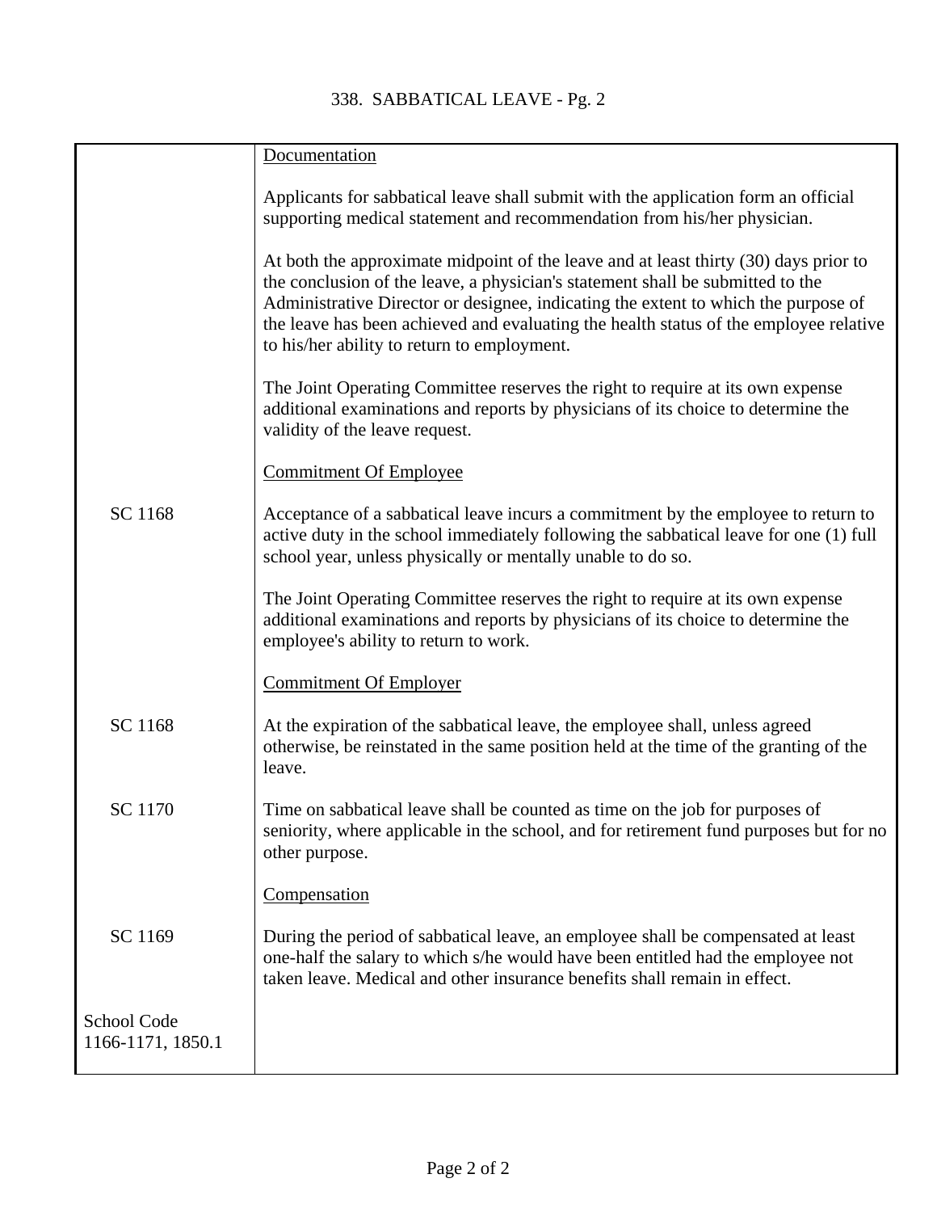| | |
|---|---|
| | Documentation |
| | Applicants for sabbatical leave shall submit with the application form an official supporting medical statement and recommendation from his/her physician. |
| | At both the approximate midpoint of the leave and at least thirty (30) days prior to the conclusion of the leave, a physician's statement shall be submitted to the Administrative Director or designee, indicating the extent to which the purpose of the leave has been achieved and evaluating the health status of the employee relative to his/her ability to return to employment. |
| | The Joint Operating Committee reserves the right to require at its own expense additional examinations and reports by physicians of its choice to determine the validity of the leave request. |
| | Commitment Of Employee |
| SC 1168 | Acceptance of a sabbatical leave incurs a commitment by the employee to return to active duty in the school immediately following the sabbatical leave for one (1) full school year, unless physically or mentally unable to do so. |
| | The Joint Operating Committee reserves the right to require at its own expense additional examinations and reports by physicians of its choice to determine the employee's ability to return to work. |
| | Commitment Of Employer |
| SC 1168 | At the expiration of the sabbatical leave, the employee shall, unless agreed otherwise, be reinstated in the same position held at the time of the granting of the leave. |
| SC 1170 | Time on sabbatical leave shall be counted as time on the job for purposes of seniority, where applicable in the school, and for retirement fund purposes but for no other purpose. |
| | Compensation |
| SC 1169 | During the period of sabbatical leave, an employee shall be compensated at least one-half the salary to which s/he would have been entitled had the employee not taken leave. Medical and other insurance benefits shall remain in effect. |
| School Code 1166-1171, 1850.1 | |